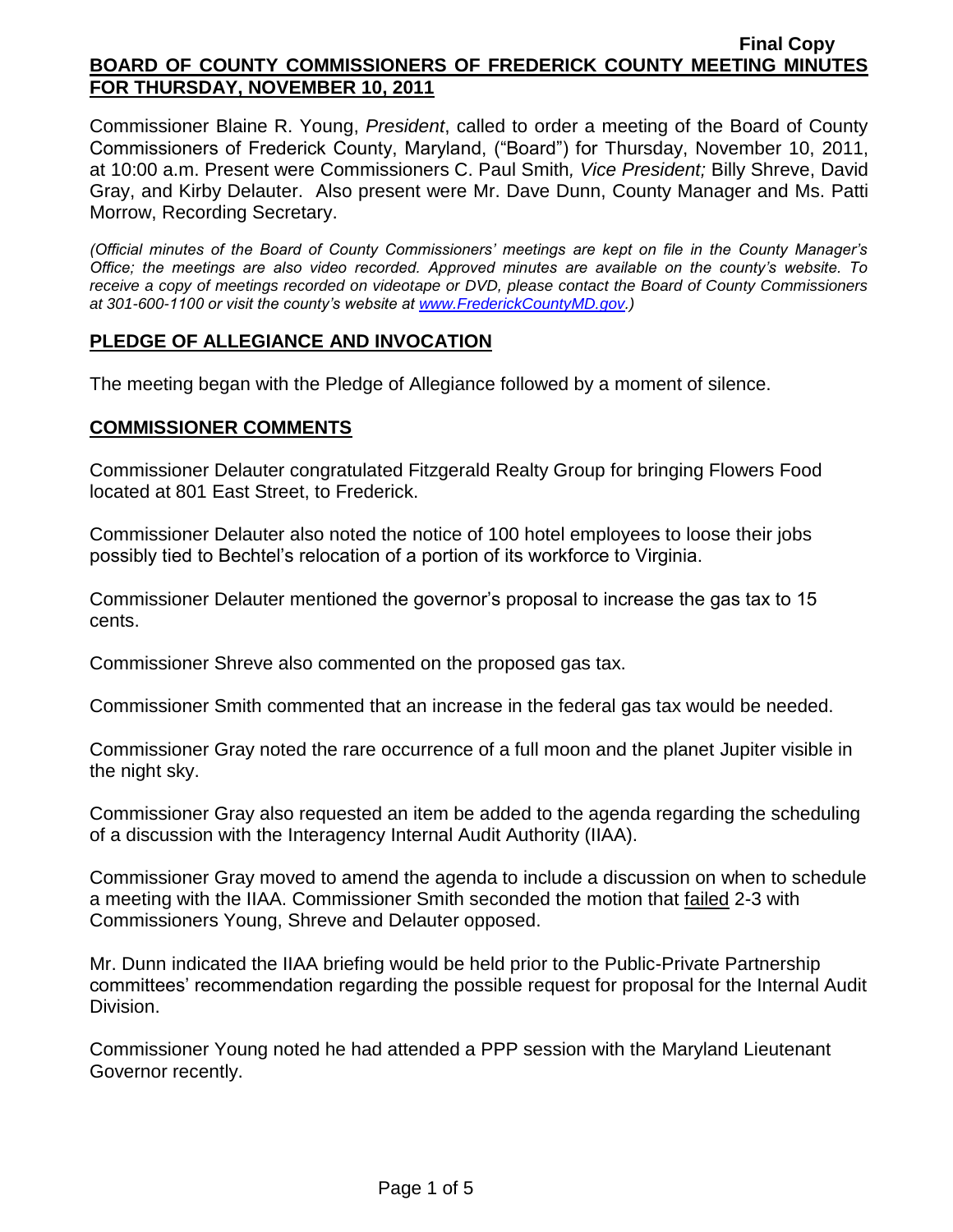Final Copy

# BOARD OF COUNTY COMMISSIONERS OF FREDERICK COUNTY MEETING MINUTES FOR THURSDAY, NOVEMBER 10, 2011

Commissioner Blaine R. Young, *President*, called to order a meeting of the Board of County Commissioners of Frederick County, Maryland, ("Board") for Thursday, November 10, 2011, at 10:00 a.m. Present were Commissioners C. Paul Smith*, Vice President;* Billy Shreve, David Gray, and Kirby Delauter. Also present were Mr. Dave Dunn, County Manager and Ms. Patti Morrow, Recording Secretary.

*(Official minutes of the Board of County Commissioners' meetings are kept on file in the County Manager's Office; the meetings are also video recorded. Approved minutes are available on the county's website. To receive a copy of meetings recorded on videotape or DVD, please contact the Board of County Commissioners at 301-600-1100 or visit the county's website at www.FrederickCountyMD.gov.)*

## PLEDGE OF ALLEGIANCE AND INVOCATION

The meeting began with the Pledge of Allegiance followed by a moment of silence.

## COMMISSIONER COMMENTS

Commissioner Delauter congratulated Fitzgerald Realty Group for bringing Flowers Food located at 801 East Street, to Frederick.

Commissioner Delauter also noted the notice of 100 hotel employees to loose their jobs possibly tied to Bechtel's relocation of a portion of its workforce to Virginia.

Commissioner Delauter mentioned the governor's proposal to increase the gas tax to 15 cents.

Commissioner Shreve also commented on the proposed gas tax.

Commissioner Smith commented that an increase in the federal gas tax would be needed.

Commissioner Gray noted the rare occurrence of a full moon and the planet Jupiter visible in the night sky.

Commissioner Gray also requested an item be added to the agenda regarding the scheduling of a discussion with the Interagency Internal Audit Authority (IIAA).

Commissioner Gray moved to amend the agenda to include a discussion on when to schedule a meeting with the IIAA. Commissioner Smith seconded the motion that failed 2-3 with Commissioners Young, Shreve and Delauter opposed.

Mr. Dunn indicated the IIAA briefing would be held prior to the Public-Private Partnership committees' recommendation regarding the possible request for proposal for the Internal Audit Division.

Commissioner Young noted he had attended a PPP session with the Maryland Lieutenant Governor recently.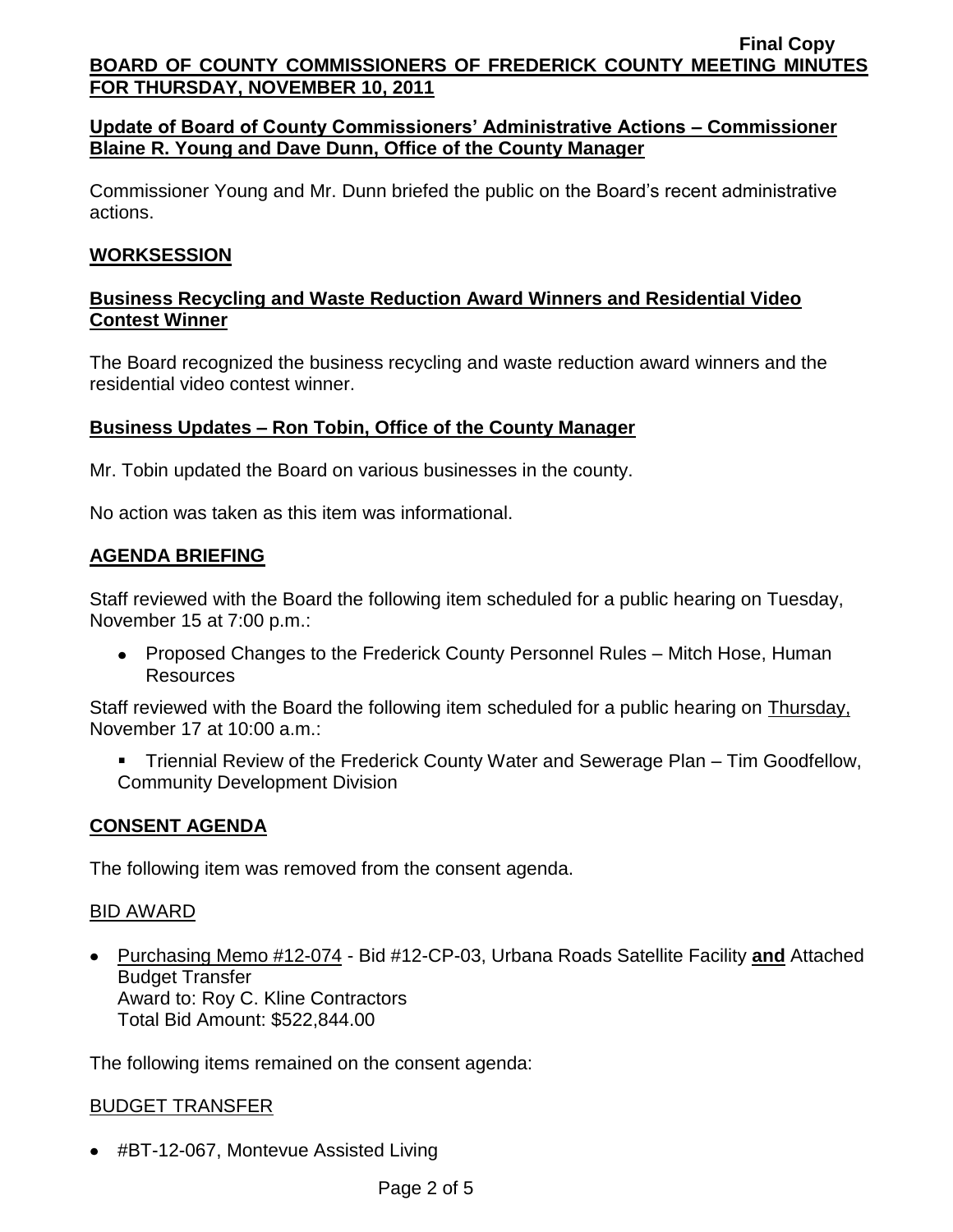## Update of Board of County Commissioners' Administrative Actions – Commissioner Blaine R. Young and Dave Dunn, Office of the County Manager

Commissioner Young and Mr. Dunn briefed the public on the Board's recent administrative actions.

## WORKSESSION

### Business Recycling and Waste Reduction Award Winners and Residential Video Contest Winner

The Board recognized the business recycling and waste reduction award winners and the residential video contest winner.

### Business Updates – Ron Tobin, Office of the County Manager

Mr. Tobin updated the Board on various businesses in the county.

No action was taken as this item was informational.

## AGENDA BRIEFING

Staff reviewed with the Board the following item scheduled for a public hearing on Tuesday, November 15 at 7:00 p.m.:

- Proposed Changes to the Frederick County Personnel Rules – Mitch Hose, Human Resources

Staff reviewed with the Board the following item scheduled for a public hearing on Thursday, November 17 at 10:00 a.m.:

- Triennial Review of the Frederick County Water and Sewerage Plan – Tim Goodfellow, Community Development Division

## CONSENT AGENDA

The following item was removed from the consent agenda.

### BID AWARD

- Purchasing Memo #12-074 - Bid #12-CP-03, Urbana Roads Satellite Facility **and** Attached Budget Transfer
  Award to: Roy C. Kline Contractors
  Total Bid Amount: $522,844.00

The following items remained on the consent agenda:

### BUDGET TRANSFER

- #BT-12-067, Montevue Assisted Living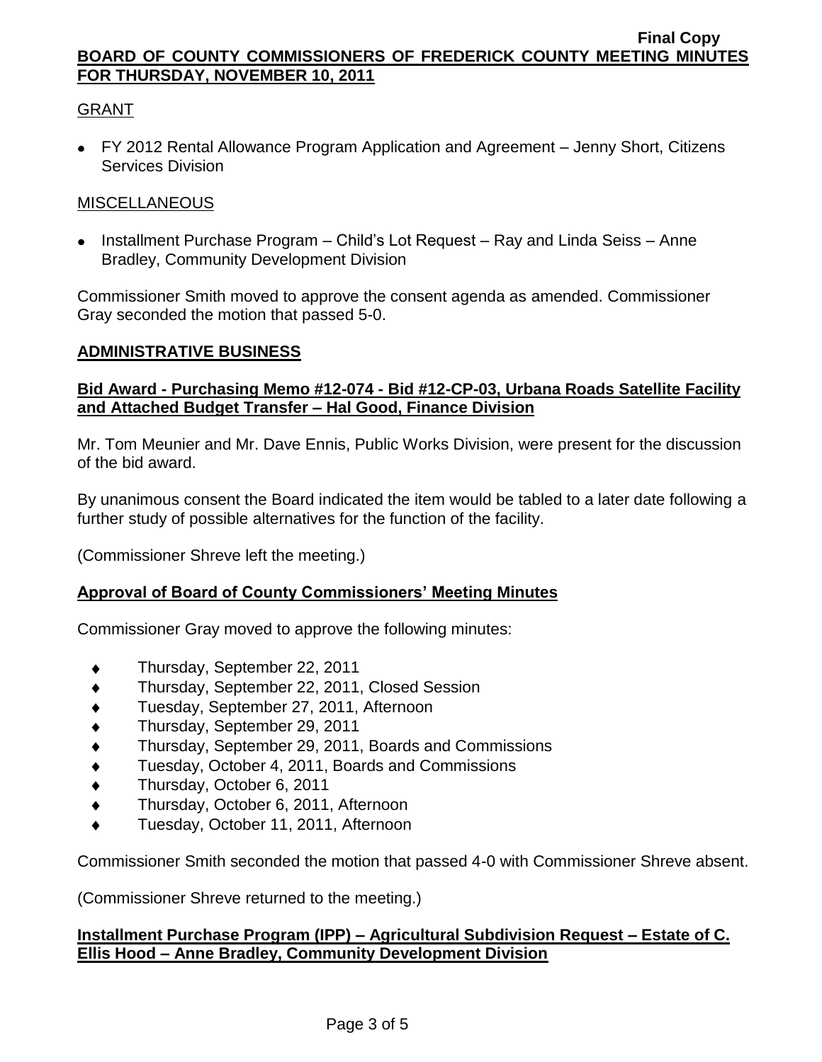GRANT

- FY 2012 Rental Allowance Program Application and Agreement – Jenny Short, Citizens Services Division

MISCELLANEOUS

- Installment Purchase Program – Child's Lot Request – Ray and Linda Seiss – Anne Bradley, Community Development Division

Commissioner Smith moved to approve the consent agenda as amended. Commissioner Gray seconded the motion that passed 5-0.

## ADMINISTRATIVE BUSINESS

### Bid Award - Purchasing Memo #12-074 - Bid #12-CP-03, Urbana Roads Satellite Facility and Attached Budget Transfer – Hal Good, Finance Division

Mr. Tom Meunier and Mr. Dave Ennis, Public Works Division, were present for the discussion of the bid award.

By unanimous consent the Board indicated the item would be tabled to a later date following a further study of possible alternatives for the function of the facility.

(Commissioner Shreve left the meeting.)

### Approval of Board of County Commissioners' Meeting Minutes

Commissioner Gray moved to approve the following minutes:

- Thursday, September 22, 2011
- Thursday, September 22, 2011, Closed Session
- Tuesday, September 27, 2011, Afternoon
- Thursday, September 29, 2011
- Thursday, September 29, 2011, Boards and Commissions
- Tuesday, October 4, 2011, Boards and Commissions
- Thursday, October 6, 2011
- Thursday, October 6, 2011, Afternoon
- Tuesday, October 11, 2011, Afternoon

Commissioner Smith seconded the motion that passed 4-0 with Commissioner Shreve absent.

(Commissioner Shreve returned to the meeting.)

### Installment Purchase Program (IPP) – Agricultural Subdivision Request – Estate of C. Ellis Hood – Anne Bradley, Community Development Division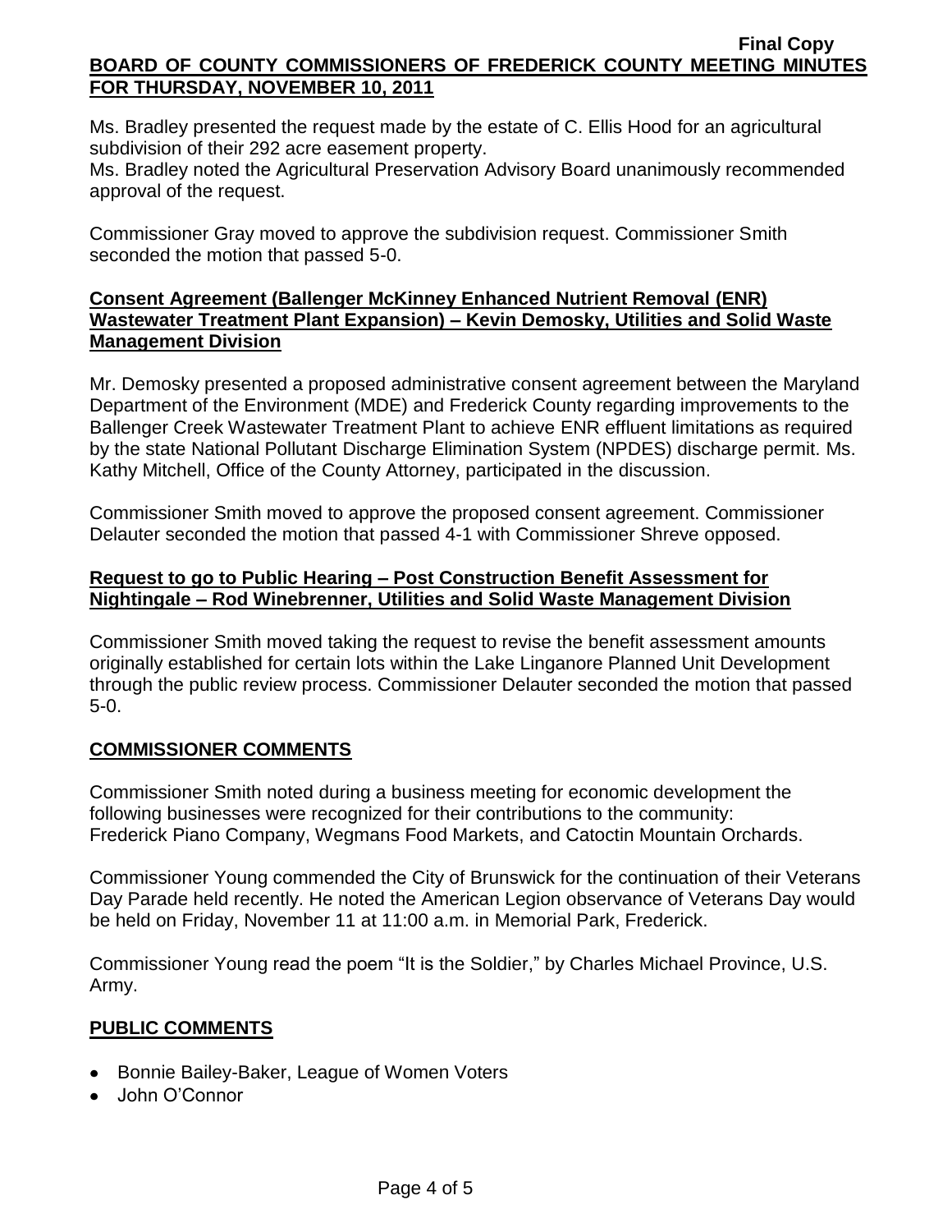Ms. Bradley presented the request made by the estate of C. Ellis Hood for an agricultural subdivision of their 292 acre easement property.
Ms. Bradley noted the Agricultural Preservation Advisory Board unanimously recommended approval of the request.

Commissioner Gray moved to approve the subdivision request. Commissioner Smith seconded the motion that passed 5-0.

**Consent Agreement (Ballenger McKinney Enhanced Nutrient Removal (ENR) Wastewater Treatment Plant Expansion) – Kevin Demosky, Utilities and Solid Waste Management Division**

Mr. Demosky presented a proposed administrative consent agreement between the Maryland Department of the Environment (MDE) and Frederick County regarding improvements to the Ballenger Creek Wastewater Treatment Plant to achieve ENR effluent limitations as required by the state National Pollutant Discharge Elimination System (NPDES) discharge permit. Ms. Kathy Mitchell, Office of the County Attorney, participated in the discussion.

Commissioner Smith moved to approve the proposed consent agreement. Commissioner Delauter seconded the motion that passed 4-1 with Commissioner Shreve opposed.

**Request to go to Public Hearing – Post Construction Benefit Assessment for Nightingale – Rod Winebrenner, Utilities and Solid Waste Management Division**

Commissioner Smith moved taking the request to revise the benefit assessment amounts originally established for certain lots within the Lake Linganore Planned Unit Development through the public review process. Commissioner Delauter seconded the motion that passed 5-0.

## COMMISSIONER COMMENTS

Commissioner Smith noted during a business meeting for economic development the following businesses were recognized for their contributions to the community: Frederick Piano Company, Wegmans Food Markets, and Catoctin Mountain Orchards.

Commissioner Young commended the City of Brunswick for the continuation of their Veterans Day Parade held recently. He noted the American Legion observance of Veterans Day would be held on Friday, November 11 at 11:00 a.m. in Memorial Park, Frederick.

Commissioner Young read the poem "It is the Soldier," by Charles Michael Province, U.S. Army.

## PUBLIC COMMENTS

- Bonnie Bailey-Baker, League of Women Voters
- John O'Connor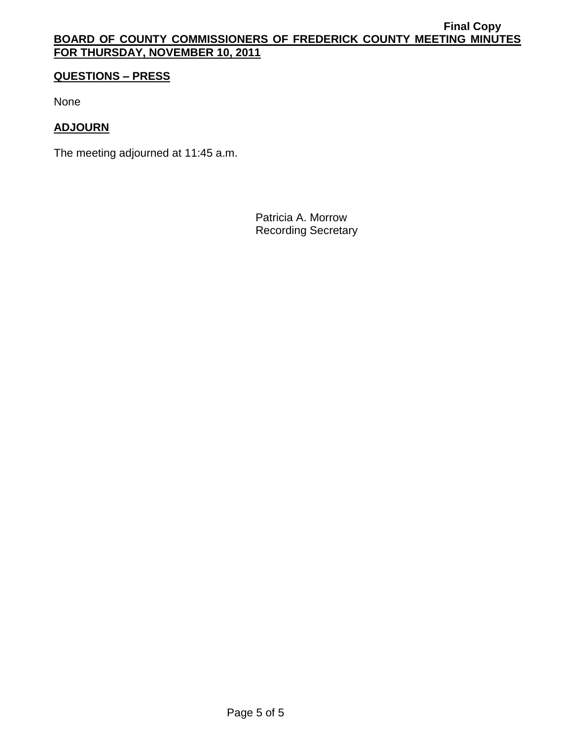## QUESTIONS – PRESS

None

## ADJOURN

The meeting adjourned at 11:45 a.m.

Patricia A. Morrow
Recording Secretary